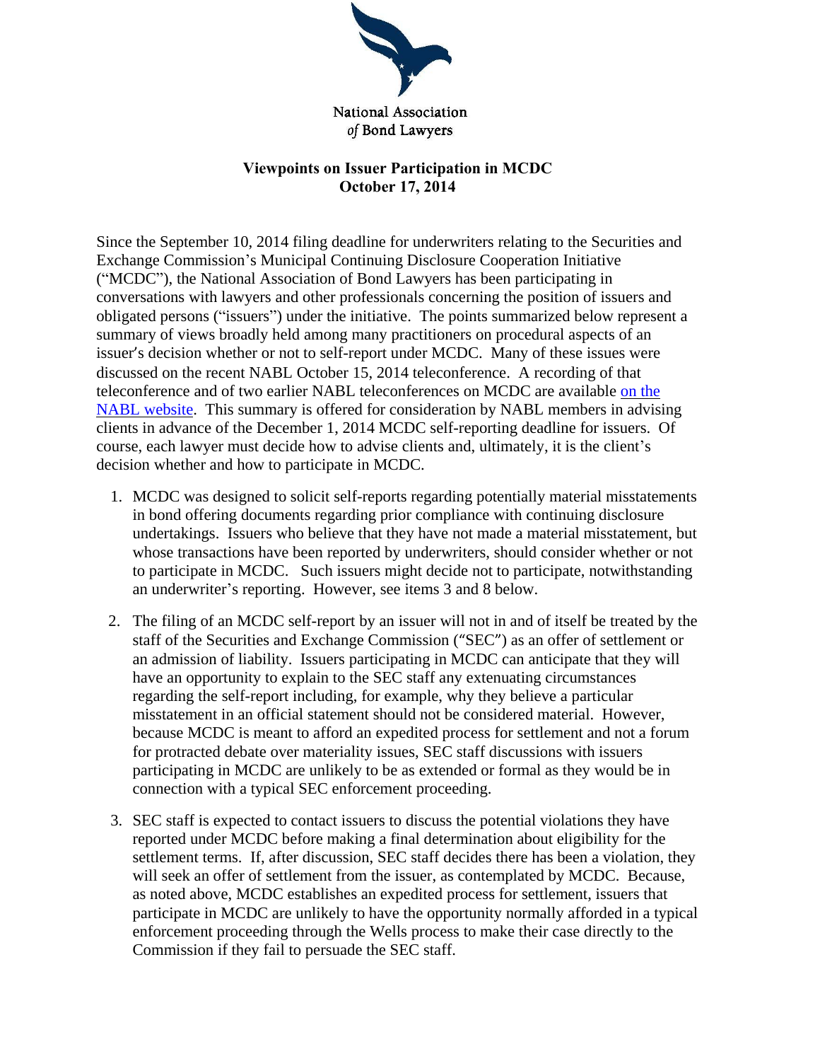National Association *of* Bond Lawyers

**Viewpoints on Issuer Participation in MCDC**
**October 17, 2014**

Since the September 10, 2014 filing deadline for underwriters relating to the Securities and Exchange Commission's Municipal Continuing Disclosure Cooperation Initiative ("MCDC"), the National Association of Bond Lawyers has been participating in conversations with lawyers and other professionals concerning the position of issuers and obligated persons ("issuers") under the initiative. The points summarized below represent a summary of views broadly held among many practitioners on procedural aspects of an issuer's decision whether or not to self-report under MCDC. Many of these issues were discussed on the recent NABL October 15, 2014 teleconference. A recording of that teleconference and of two earlier NABL teleconferences on MCDC are available on the NABL website. This summary is offered for consideration by NABL members in advising clients in advance of the December 1, 2014 MCDC self-reporting deadline for issuers. Of course, each lawyer must decide how to advise clients and, ultimately, it is the client's decision whether and how to participate in MCDC.

1. MCDC was designed to solicit self-reports regarding potentially material misstatements in bond offering documents regarding prior compliance with continuing disclosure undertakings. Issuers who believe that they have not made a material misstatement, but whose transactions have been reported by underwriters, should consider whether or not to participate in MCDC. Such issuers might decide not to participate, notwithstanding an underwriter's reporting. However, see items 3 and 8 below.

2. The filing of an MCDC self-report by an issuer will not in and of itself be treated by the staff of the Securities and Exchange Commission ("SEC") as an offer of settlement or an admission of liability. Issuers participating in MCDC can anticipate that they will have an opportunity to explain to the SEC staff any extenuating circumstances regarding the self-report including, for example, why they believe a particular misstatement in an official statement should not be considered material. However, because MCDC is meant to afford an expedited process for settlement and not a forum for protracted debate over materiality issues, SEC staff discussions with issuers participating in MCDC are unlikely to be as extended or formal as they would be in connection with a typical SEC enforcement proceeding.

3. SEC staff is expected to contact issuers to discuss the potential violations they have reported under MCDC before making a final determination about eligibility for the settlement terms. If, after discussion, SEC staff decides there has been a violation, they will seek an offer of settlement from the issuer, as contemplated by MCDC. Because, as noted above, MCDC establishes an expedited process for settlement, issuers that participate in MCDC are unlikely to have the opportunity normally afforded in a typical enforcement proceeding through the Wells process to make their case directly to the Commission if they fail to persuade the SEC staff.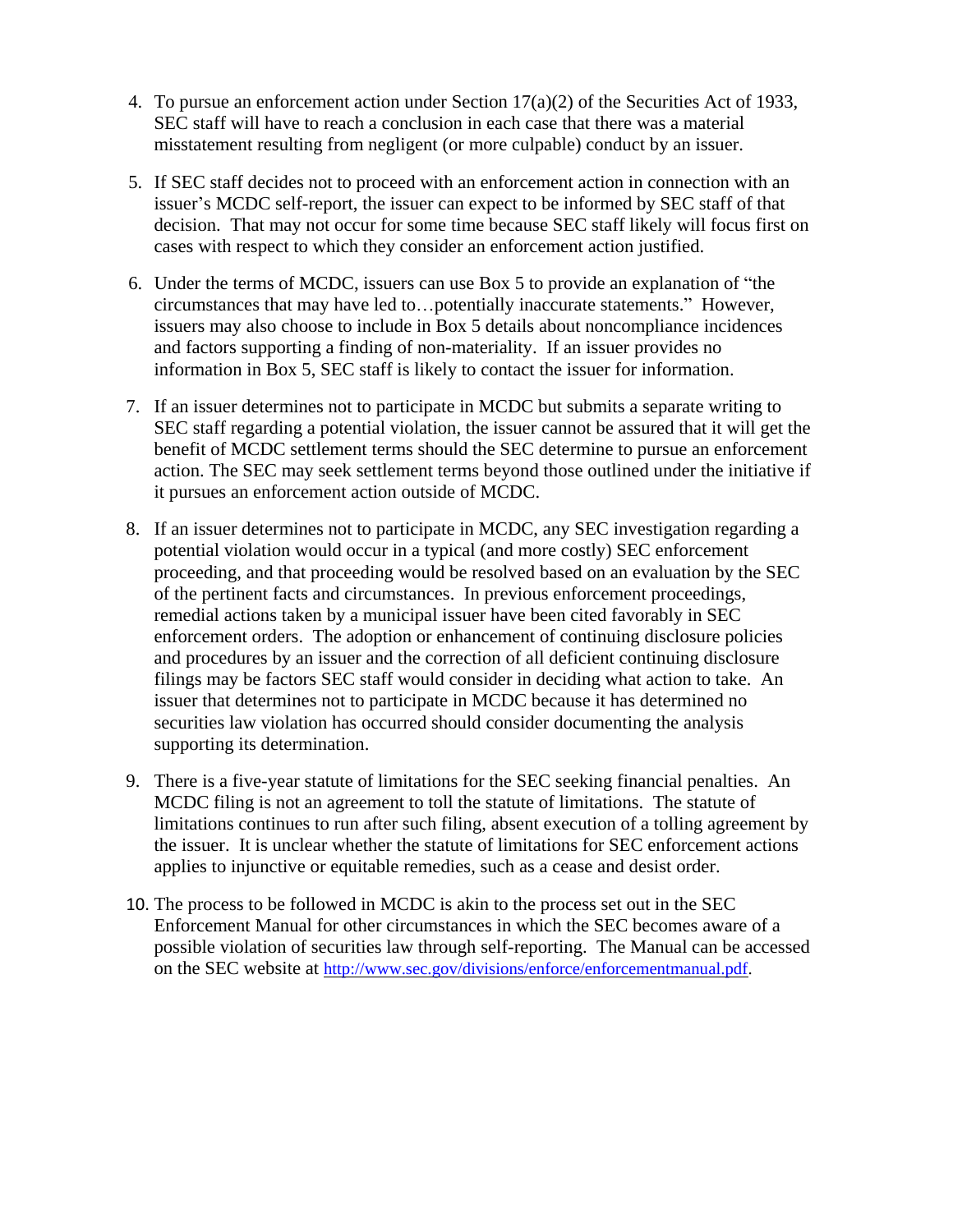4. To pursue an enforcement action under Section 17(a)(2) of the Securities Act of 1933, SEC staff will have to reach a conclusion in each case that there was a material misstatement resulting from negligent (or more culpable) conduct by an issuer.

5. If SEC staff decides not to proceed with an enforcement action in connection with an issuer's MCDC self-report, the issuer can expect to be informed by SEC staff of that decision. That may not occur for some time because SEC staff likely will focus first on cases with respect to which they consider an enforcement action justified.

6. Under the terms of MCDC, issuers can use Box 5 to provide an explanation of "the circumstances that may have led to…potentially inaccurate statements." However, issuers may also choose to include in Box 5 details about noncompliance incidences and factors supporting a finding of non-materiality. If an issuer provides no information in Box 5, SEC staff is likely to contact the issuer for information.

7. If an issuer determines not to participate in MCDC but submits a separate writing to SEC staff regarding a potential violation, the issuer cannot be assured that it will get the benefit of MCDC settlement terms should the SEC determine to pursue an enforcement action. The SEC may seek settlement terms beyond those outlined under the initiative if it pursues an enforcement action outside of MCDC.

8. If an issuer determines not to participate in MCDC, any SEC investigation regarding a potential violation would occur in a typical (and more costly) SEC enforcement proceeding, and that proceeding would be resolved based on an evaluation by the SEC of the pertinent facts and circumstances. In previous enforcement proceedings, remedial actions taken by a municipal issuer have been cited favorably in SEC enforcement orders. The adoption or enhancement of continuing disclosure policies and procedures by an issuer and the correction of all deficient continuing disclosure filings may be factors SEC staff would consider in deciding what action to take. An issuer that determines not to participate in MCDC because it has determined no securities law violation has occurred should consider documenting the analysis supporting its determination.

9. There is a five-year statute of limitations for the SEC seeking financial penalties. An MCDC filing is not an agreement to toll the statute of limitations. The statute of limitations continues to run after such filing, absent execution of a tolling agreement by the issuer. It is unclear whether the statute of limitations for SEC enforcement actions applies to injunctive or equitable remedies, such as a cease and desist order.

10. The process to be followed in MCDC is akin to the process set out in the SEC Enforcement Manual for other circumstances in which the SEC becomes aware of a possible violation of securities law through self-reporting. The Manual can be accessed on the SEC website at http://www.sec.gov/divisions/enforce/enforcementmanual.pdf.